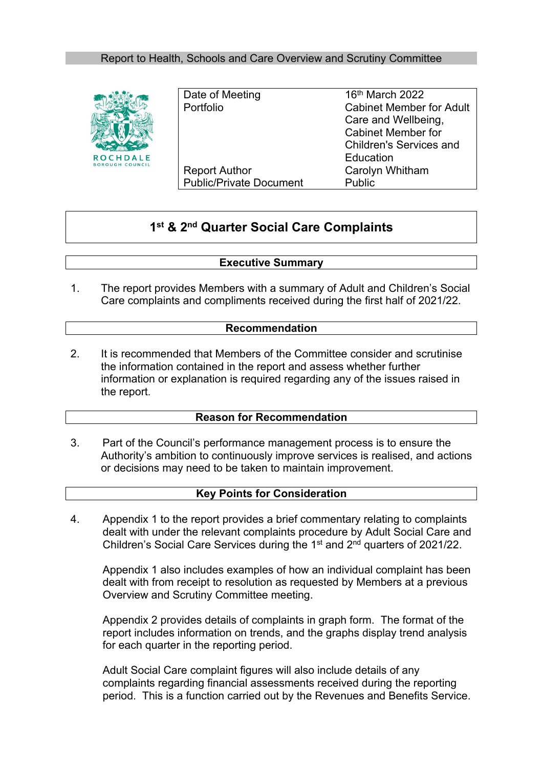Report to Health, Schools and Care Overview and Scrutiny Committee

| | |
|---|---|
| Date of Meeting | 16th March 2022 |
| Portfolio | Cabinet Member for Adult Care and Wellbeing, Cabinet Member for Children's Services and Education |
| Report Author | Carolyn Whitham |
| Public/Private Document | Public |

# 1st & 2nd Quarter Social Care Complaints

## Executive Summary

1. The report provides Members with a summary of Adult and Children's Social Care complaints and compliments received during the first half of 2021/22.

## Recommendation

2. It is recommended that Members of the Committee consider and scrutinise the information contained in the report and assess whether further information or explanation is required regarding any of the issues raised in the report.

## Reason for Recommendation

3. Part of the Council's performance management process is to ensure the Authority's ambition to continuously improve services is realised, and actions or decisions may need to be taken to maintain improvement.

## Key Points for Consideration

4. Appendix 1 to the report provides a brief commentary relating to complaints dealt with under the relevant complaints procedure by Adult Social Care and Children's Social Care Services during the 1st and 2nd quarters of 2021/22.

   Appendix 1 also includes examples of how an individual complaint has been dealt with from receipt to resolution as requested by Members at a previous Overview and Scrutiny Committee meeting.

   Appendix 2 provides details of complaints in graph form. The format of the report includes information on trends, and the graphs display trend analysis for each quarter in the reporting period.

   Adult Social Care complaint figures will also include details of any complaints regarding financial assessments received during the reporting period. This is a function carried out by the Revenues and Benefits Service.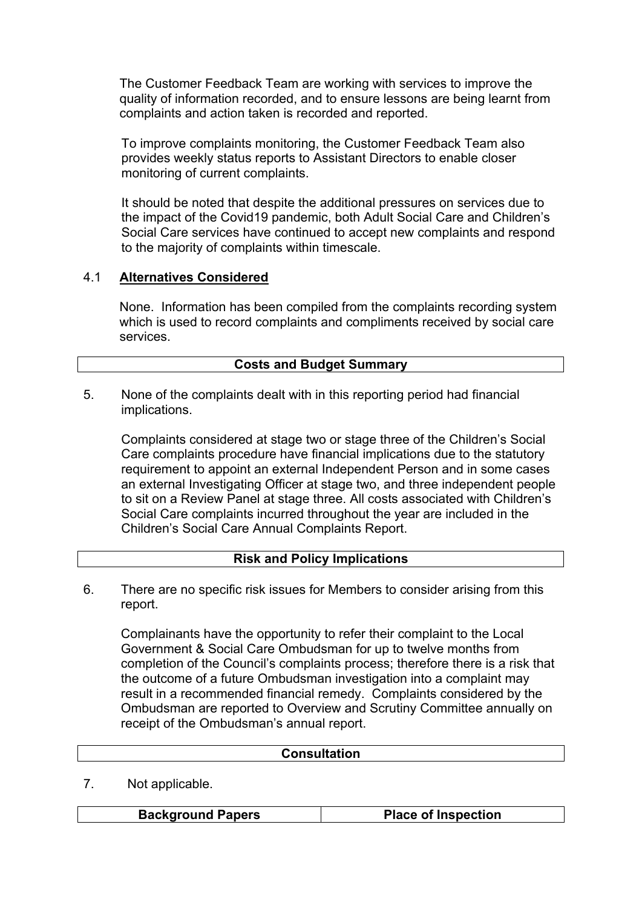The Customer Feedback Team are working with services to improve the quality of information recorded, and to ensure lessons are being learnt from complaints and action taken is recorded and reported.

To improve complaints monitoring, the Customer Feedback Team also provides weekly status reports to Assistant Directors to enable closer monitoring of current complaints.

It should be noted that despite the additional pressures on services due to the impact of the Covid19 pandemic, both Adult Social Care and Children's Social Care services have continued to accept new complaints and respond to the majority of complaints within timescale.

4.1 **Alternatives Considered**

None. Information has been compiled from the complaints recording system which is used to record complaints and compliments received by social care services.

| **Costs and Budget Summary** |
|---|

5. None of the complaints dealt with in this reporting period had financial implications.

   Complaints considered at stage two or stage three of the Children's Social Care complaints procedure have financial implications due to the statutory requirement to appoint an external Independent Person and in some cases an external Investigating Officer at stage two, and three independent people to sit on a Review Panel at stage three. All costs associated with Children's Social Care complaints incurred throughout the year are included in the Children's Social Care Annual Complaints Report.

| **Risk and Policy Implications** |
|---|

6. There are no specific risk issues for Members to consider arising from this report.

   Complainants have the opportunity to refer their complaint to the Local Government & Social Care Ombudsman for up to twelve months from completion of the Council's complaints process; therefore there is a risk that the outcome of a future Ombudsman investigation into a complaint may result in a recommended financial remedy. Complaints considered by the Ombudsman are reported to Overview and Scrutiny Committee annually on receipt of the Ombudsman's annual report.

| **Consultation** |
|---|

7. Not applicable.

| **Background Papers** | **Place of Inspection** |
|---|---|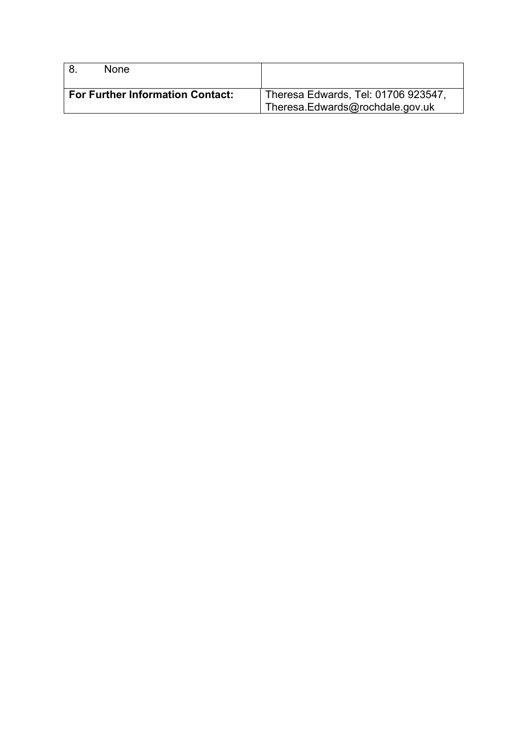| 8. None | |
|---|---|
| **For Further Information Contact:** | Theresa Edwards, Tel: 01706 923547, Theresa.Edwards@rochdale.gov.uk |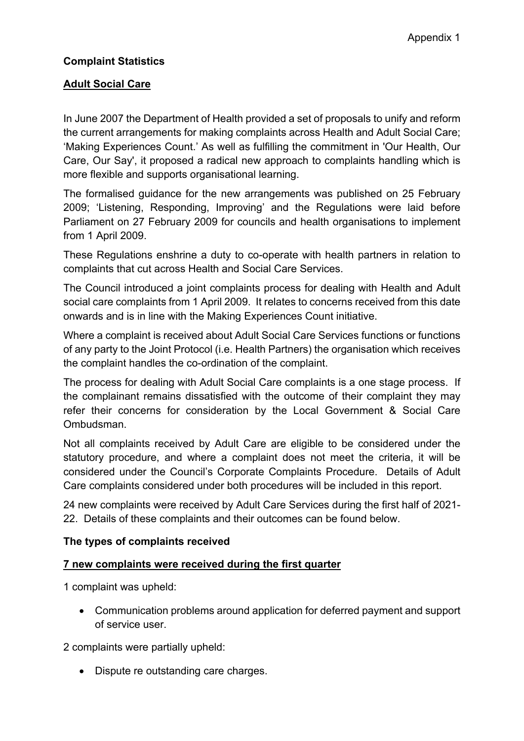Appendix 1

**Complaint Statistics**

**<u>Adult Social Care</u>**

In June 2007 the Department of Health provided a set of proposals to unify and reform the current arrangements for making complaints across Health and Adult Social Care; 'Making Experiences Count.' As well as fulfilling the commitment in 'Our Health, Our Care, Our Say', it proposed a radical new approach to complaints handling which is more flexible and supports organisational learning.

The formalised guidance for the new arrangements was published on 25 February 2009; 'Listening, Responding, Improving' and the Regulations were laid before Parliament on 27 February 2009 for councils and health organisations to implement from 1 April 2009.

These Regulations enshrine a duty to co-operate with health partners in relation to complaints that cut across Health and Social Care Services.

The Council introduced a joint complaints process for dealing with Health and Adult social care complaints from 1 April 2009. It relates to concerns received from this date onwards and is in line with the Making Experiences Count initiative.

Where a complaint is received about Adult Social Care Services functions or functions of any party to the Joint Protocol (i.e. Health Partners) the organisation which receives the complaint handles the co-ordination of the complaint.

The process for dealing with Adult Social Care complaints is a one stage process. If the complainant remains dissatisfied with the outcome of their complaint they may refer their concerns for consideration by the Local Government & Social Care Ombudsman.

Not all complaints received by Adult Care are eligible to be considered under the statutory procedure, and where a complaint does not meet the criteria, it will be considered under the Council's Corporate Complaints Procedure. Details of Adult Care complaints considered under both procedures will be included in this report.

24 new complaints were received by Adult Care Services during the first half of 2021-22. Details of these complaints and their outcomes can be found below.

**The types of complaints received**

**<u>7 new complaints were received during the first quarter</u>**

1 complaint was upheld:

- Communication problems around application for deferred payment and support of service user.

2 complaints were partially upheld:

- Dispute re outstanding care charges.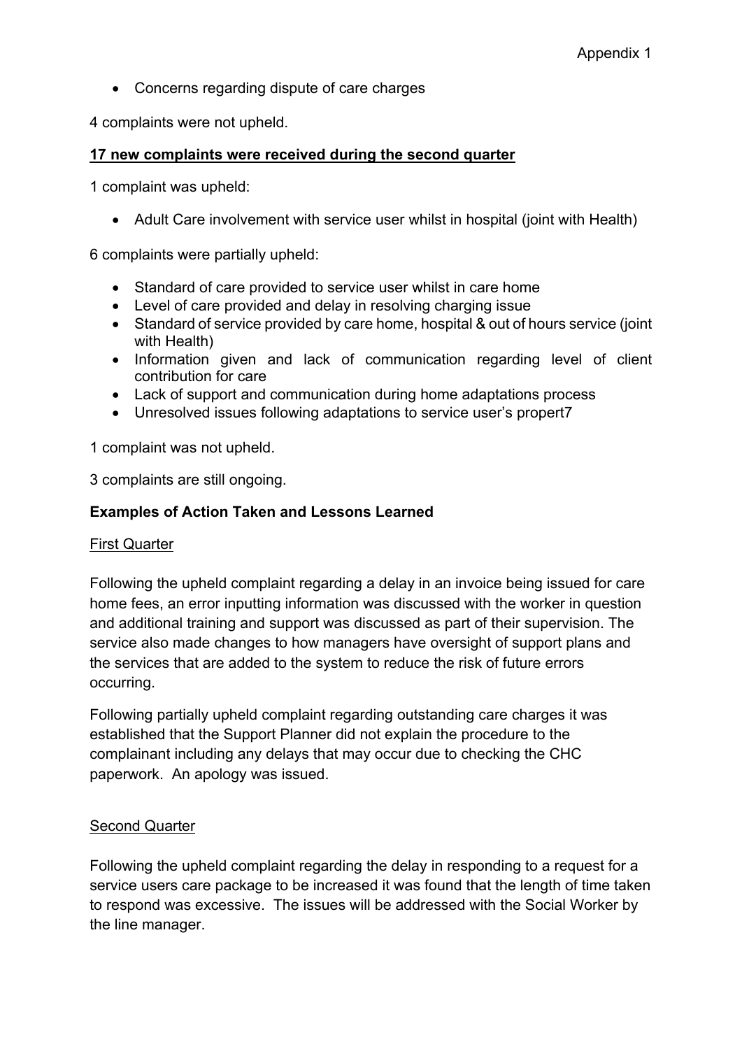- Concerns regarding dispute of care charges

4 complaints were not upheld.

**17 new complaints were received during the second quarter**

1 complaint was upheld:

- Adult Care involvement with service user whilst in hospital (joint with Health)

6 complaints were partially upheld:

- Standard of care provided to service user whilst in care home
- Level of care provided and delay in resolving charging issue
- Standard of service provided by care home, hospital & out of hours service (joint with Health)
- Information given and lack of communication regarding level of client contribution for care
- Lack of support and communication during home adaptations process
- Unresolved issues following adaptations to service user's propert7

1 complaint was not upheld.

3 complaints are still ongoing.

**Examples of Action Taken and Lessons Learned**

First Quarter

Following the upheld complaint regarding a delay in an invoice being issued for care home fees, an error inputting information was discussed with the worker in question and additional training and support was discussed as part of their supervision. The service also made changes to how managers have oversight of support plans and the services that are added to the system to reduce the risk of future errors occurring.

Following partially upheld complaint regarding outstanding care charges it was established that the Support Planner did not explain the procedure to the complainant including any delays that may occur due to checking the CHC paperwork. An apology was issued.

Second Quarter

Following the upheld complaint regarding the delay in responding to a request for a service users care package to be increased it was found that the length of time taken to respond was excessive. The issues will be addressed with the Social Worker by the line manager.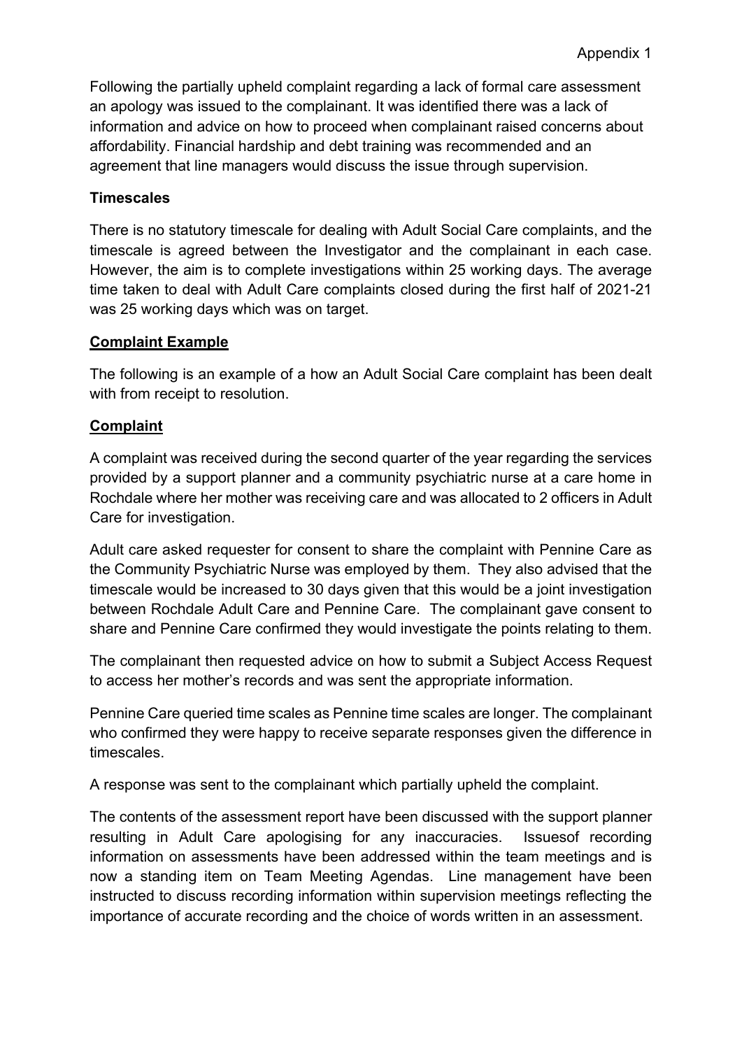Appendix 1

Following the partially upheld complaint regarding a lack of formal care assessment an apology was issued to the complainant. It was identified there was a lack of information and advice on how to proceed when complainant raised concerns about affordability. Financial hardship and debt training was recommended and an agreement that line managers would discuss the issue through supervision.

**Timescales**

There is no statutory timescale for dealing with Adult Social Care complaints, and the timescale is agreed between the Investigator and the complainant in each case. However, the aim is to complete investigations within 25 working days. The average time taken to deal with Adult Care complaints closed during the first half of 2021-21 was 25 working days which was on target.

**Complaint Example**

The following is an example of a how an Adult Social Care complaint has been dealt with from receipt to resolution.

**Complaint**

A complaint was received during the second quarter of the year regarding the services provided by a support planner and a community psychiatric nurse at a care home in Rochdale where her mother was receiving care and was allocated to 2 officers in Adult Care for investigation.

Adult care asked requester for consent to share the complaint with Pennine Care as the Community Psychiatric Nurse was employed by them. They also advised that the timescale would be increased to 30 days given that this would be a joint investigation between Rochdale Adult Care and Pennine Care. The complainant gave consent to share and Pennine Care confirmed they would investigate the points relating to them.

The complainant then requested advice on how to submit a Subject Access Request to access her mother's records and was sent the appropriate information.

Pennine Care queried time scales as Pennine time scales are longer. The complainant who confirmed they were happy to receive separate responses given the difference in timescales.

A response was sent to the complainant which partially upheld the complaint.

The contents of the assessment report have been discussed with the support planner resulting in Adult Care apologising for any inaccuracies. Issuesof recording information on assessments have been addressed within the team meetings and is now a standing item on Team Meeting Agendas. Line management have been instructed to discuss recording information within supervision meetings reflecting the importance of accurate recording and the choice of words written in an assessment.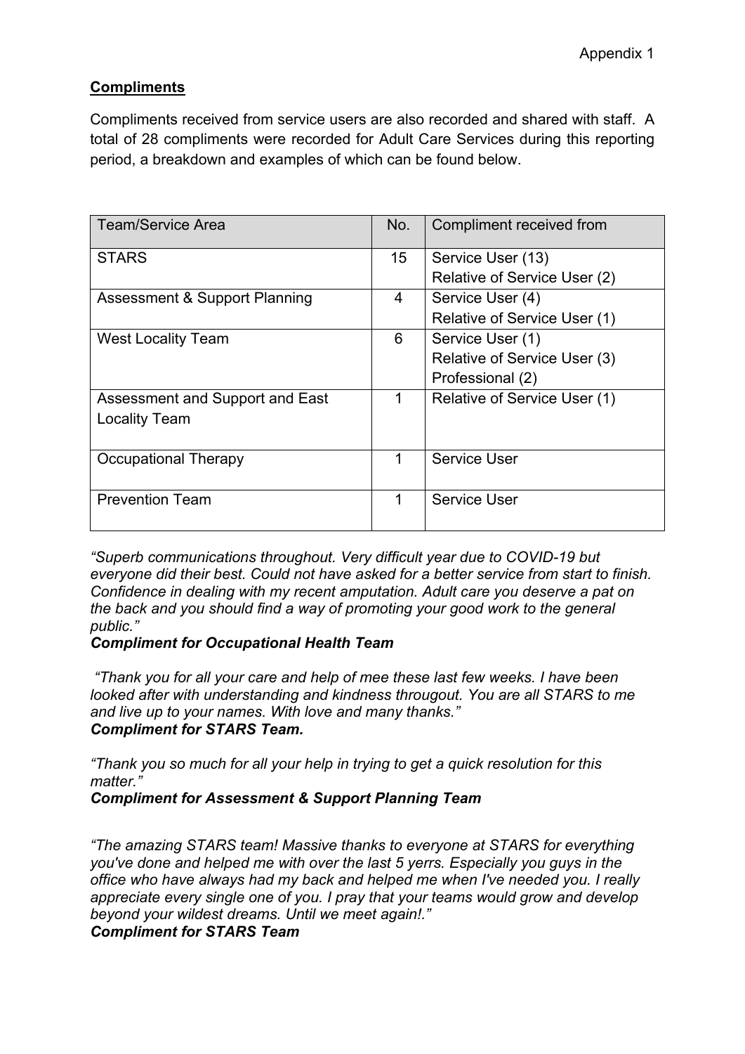Appendix 1

**Compliments**

Compliments received from service users are also recorded and shared with staff. A total of 28 compliments were recorded for Adult Care Services during this reporting period, a breakdown and examples of which can be found below.

| Team/Service Area | No. | Compliment received from |
| --- | --- | --- |
| STARS | 15 | Service User (13)<br>Relative of Service User (2) |
| Assessment & Support Planning | 4 | Service User (4)<br>Relative of Service User (1) |
| West Locality Team | 6 | Service User (1)<br>Relative of Service User (3)<br>Professional (2) |
| Assessment and Support and East Locality Team | 1 | Relative of Service User (1) |
| Occupational Therapy | 1 | Service User |
| Prevention Team | 1 | Service User |

*"Superb communications throughout. Very difficult year due to COVID-19 but everyone did their best. Could not have asked for a better service from start to finish. Confidence in dealing with my recent amputation. Adult care you deserve a pat on the back and you should find a way of promoting your good work to the general public."*
***Compliment for Occupational Health Team***

*"Thank you for all your care and help of mee these last few weeks. I have been looked after with understanding and kindness througout. You are all STARS to me and live up to your names. With love and many thanks."*
***Compliment for STARS Team.***

*"Thank you so much for all your help in trying to get a quick resolution for this matter."*
***Compliment for Assessment & Support Planning Team***

*"The amazing STARS team! Massive thanks to everyone at STARS for everything you've done and helped me with over the last 5 yerrs. Especially you guys in the office who have always had my back and helped me when I've needed you. I really appreciate every single one of you. I pray that your teams would grow and develop beyond your wildest dreams. Until we meet again!."*
***Compliment for STARS Team***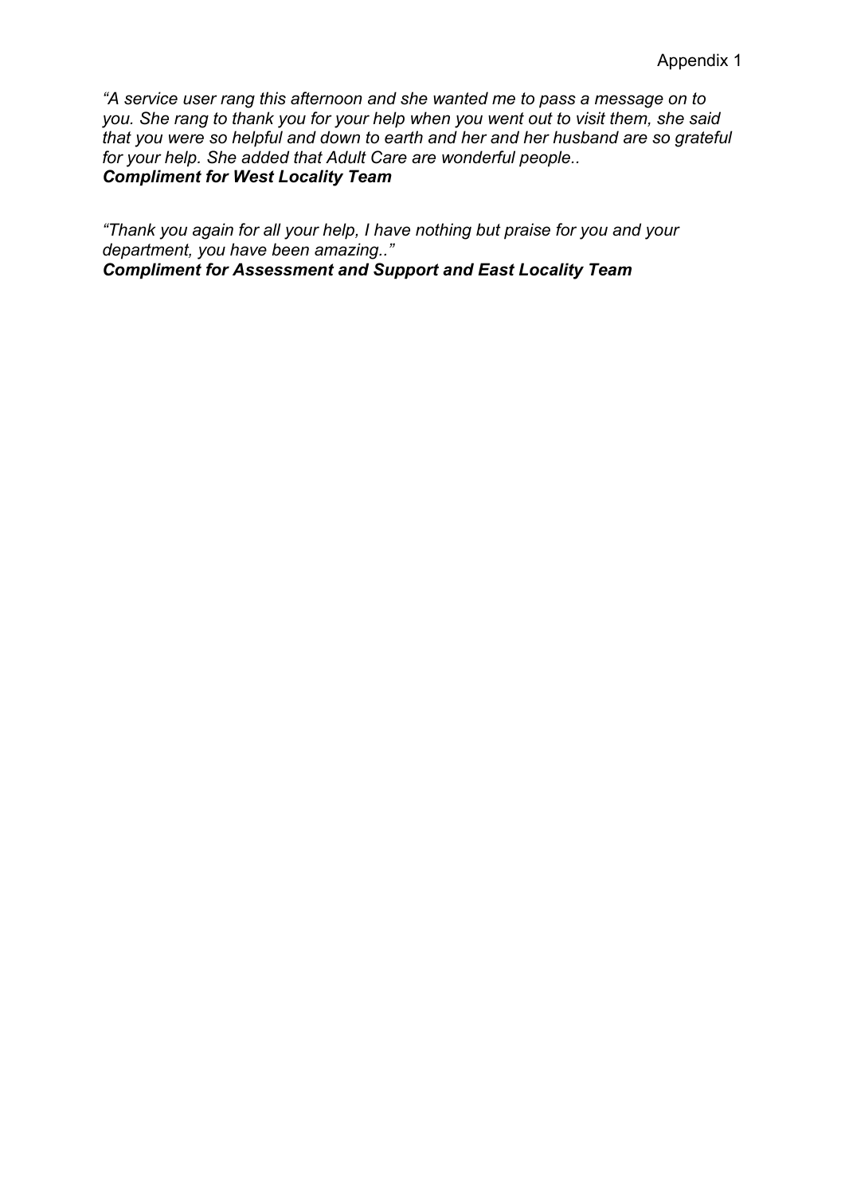Appendix 1

*"A service user rang this afternoon and she wanted me to pass a message on to you. She rang to thank you for your help when you went out to visit them, she said that you were so helpful and down to earth and her and her husband are so grateful for your help. She added that Adult Care are wonderful people..*
***Compliment for West Locality Team***

*"Thank you again for all your help, I have nothing but praise for you and your department, you have been amazing.."*
***Compliment for Assessment and Support and East Locality Team***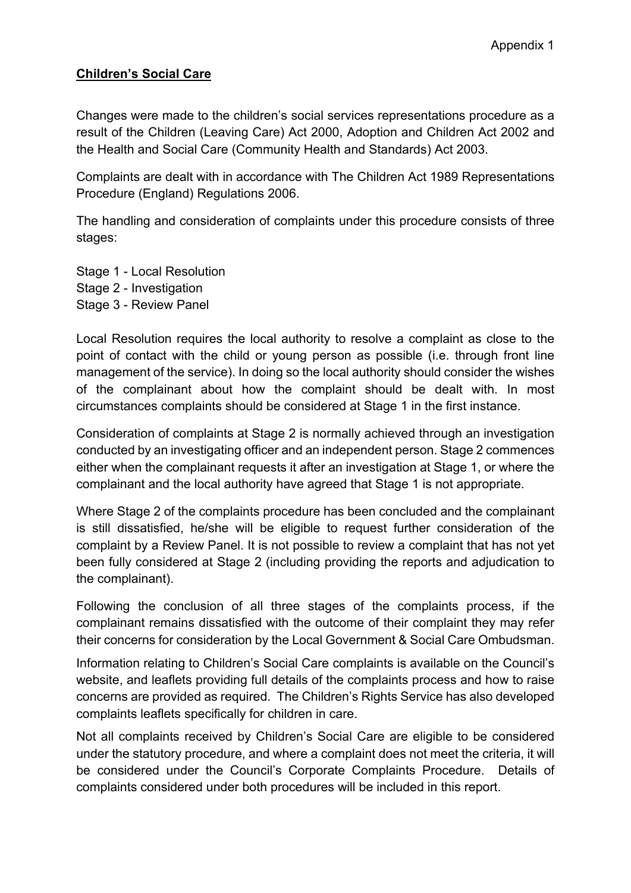Appendix 1

**Children's Social Care**

Changes were made to the children's social services representations procedure as a result of the Children (Leaving Care) Act 2000, Adoption and Children Act 2002 and the Health and Social Care (Community Health and Standards) Act 2003.

Complaints are dealt with in accordance with The Children Act 1989 Representations Procedure (England) Regulations 2006.

The handling and consideration of complaints under this procedure consists of three stages:

Stage 1 - Local Resolution
Stage 2 - Investigation
Stage 3 - Review Panel

Local Resolution requires the local authority to resolve a complaint as close to the point of contact with the child or young person as possible (i.e. through front line management of the service). In doing so the local authority should consider the wishes of the complainant about how the complaint should be dealt with. In most circumstances complaints should be considered at Stage 1 in the first instance.

Consideration of complaints at Stage 2 is normally achieved through an investigation conducted by an investigating officer and an independent person. Stage 2 commences either when the complainant requests it after an investigation at Stage 1, or where the complainant and the local authority have agreed that Stage 1 is not appropriate.

Where Stage 2 of the complaints procedure has been concluded and the complainant is still dissatisfied, he/she will be eligible to request further consideration of the complaint by a Review Panel. It is not possible to review a complaint that has not yet been fully considered at Stage 2 (including providing the reports and adjudication to the complainant).

Following the conclusion of all three stages of the complaints process, if the complainant remains dissatisfied with the outcome of their complaint they may refer their concerns for consideration by the Local Government & Social Care Ombudsman.

Information relating to Children's Social Care complaints is available on the Council's website, and leaflets providing full details of the complaints process and how to raise concerns are provided as required. The Children's Rights Service has also developed complaints leaflets specifically for children in care.

Not all complaints received by Children's Social Care are eligible to be considered under the statutory procedure, and where a complaint does not meet the criteria, it will be considered under the Council's Corporate Complaints Procedure. Details of complaints considered under both procedures will be included in this report.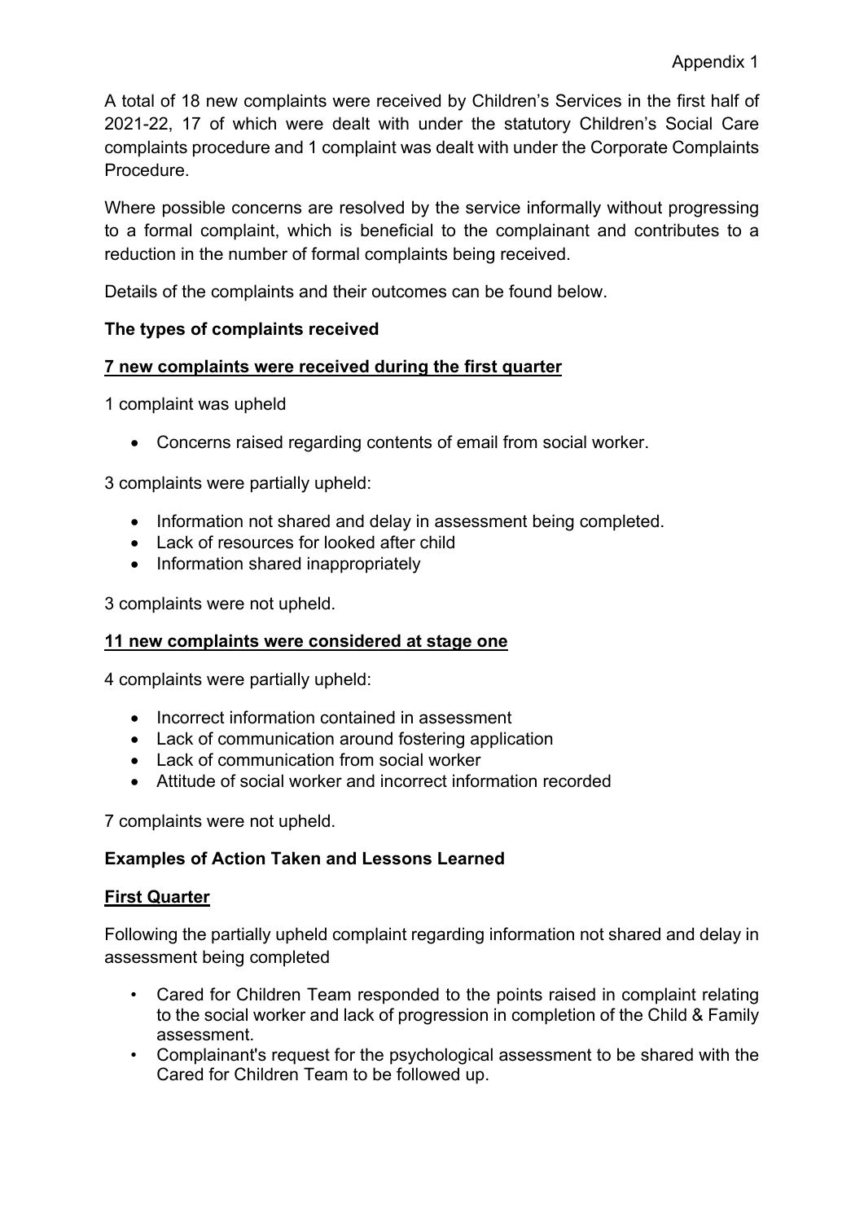Appendix 1

A total of 18 new complaints were received by Children's Services in the first half of 2021-22, 17 of which were dealt with under the statutory Children's Social Care complaints procedure and 1 complaint was dealt with under the Corporate Complaints Procedure.

Where possible concerns are resolved by the service informally without progressing to a formal complaint, which is beneficial to the complainant and contributes to a reduction in the number of formal complaints being received.

Details of the complaints and their outcomes can be found below.

**The types of complaints received**

**7 new complaints were received during the first quarter**

1 complaint was upheld

- Concerns raised regarding contents of email from social worker.

3 complaints were partially upheld:

- Information not shared and delay in assessment being completed.
- Lack of resources for looked after child
- Information shared inappropriately

3 complaints were not upheld.

**11 new complaints were considered at stage one**

4 complaints were partially upheld:

- Incorrect information contained in assessment
- Lack of communication around fostering application
- Lack of communication from social worker
- Attitude of social worker and incorrect information recorded

7 complaints were not upheld.

**Examples of Action Taken and Lessons Learned**

**First Quarter**

Following the partially upheld complaint regarding information not shared and delay in assessment being completed

- Cared for Children Team responded to the points raised in complaint relating to the social worker and lack of progression in completion of the Child & Family assessment.
- Complainant's request for the psychological assessment to be shared with the Cared for Children Team to be followed up.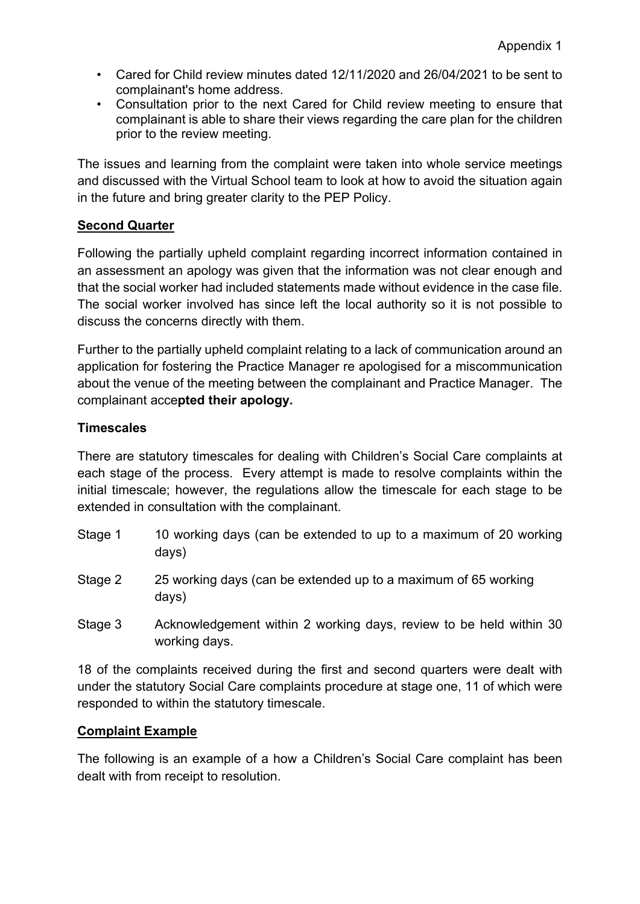- Cared for Child review minutes dated 12/11/2020 and 26/04/2021 to be sent to complainant's home address.
- Consultation prior to the next Cared for Child review meeting to ensure that complainant is able to share their views regarding the care plan for the children prior to the review meeting.

The issues and learning from the complaint were taken into whole service meetings and discussed with the Virtual School team to look at how to avoid the situation again in the future and bring greater clarity to the PEP Policy.

**Second Quarter**

Following the partially upheld complaint regarding incorrect information contained in an assessment an apology was given that the information was not clear enough and that the social worker had included statements made without evidence in the case file. The social worker involved has since left the local authority so it is not possible to discuss the concerns directly with them.

Further to the partially upheld complaint relating to a lack of communication around an application for fostering the Practice Manager re apologised for a miscommunication about the venue of the meeting between the complainant and Practice Manager. The complainant acce**pted their apology.**

**Timescales**

There are statutory timescales for dealing with Children's Social Care complaints at each stage of the process. Every attempt is made to resolve complaints within the initial timescale; however, the regulations allow the timescale for each stage to be extended in consultation with the complainant.

Stage 1 — 10 working days (can be extended to up to a maximum of 20 working days)

Stage 2 — 25 working days (can be extended up to a maximum of 65 working days)

Stage 3 — Acknowledgement within 2 working days, review to be held within 30 working days.

18 of the complaints received during the first and second quarters were dealt with under the statutory Social Care complaints procedure at stage one, 11 of which were responded to within the statutory timescale.

**Complaint Example**

The following is an example of a how a Children's Social Care complaint has been dealt with from receipt to resolution.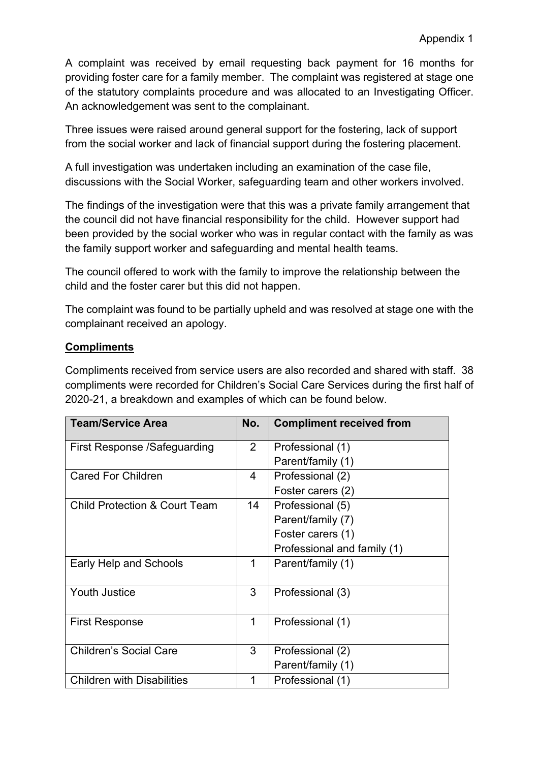Appendix 1

A complaint was received by email requesting back payment for 16 months for providing foster care for a family member. The complaint was registered at stage one of the statutory complaints procedure and was allocated to an Investigating Officer. An acknowledgement was sent to the complainant.

Three issues were raised around general support for the fostering, lack of support from the social worker and lack of financial support during the fostering placement.

A full investigation was undertaken including an examination of the case file, discussions with the Social Worker, safeguarding team and other workers involved.

The findings of the investigation were that this was a private family arrangement that the council did not have financial responsibility for the child. However support had been provided by the social worker who was in regular contact with the family as was the family support worker and safeguarding and mental health teams.

The council offered to work with the family to improve the relationship between the child and the foster carer but this did not happen.

The complaint was found to be partially upheld and was resolved at stage one with the complainant received an apology.

**Compliments**

Compliments received from service users are also recorded and shared with staff. 38 compliments were recorded for Children's Social Care Services during the first half of 2020-21, a breakdown and examples of which can be found below.

| Team/Service Area | No. | Compliment received from |
|---|---|---|
| First Response /Safeguarding | 2 | Professional (1)<br>Parent/family (1) |
| Cared For Children | 4 | Professional (2)<br>Foster carers (2) |
| Child Protection & Court Team | 14 | Professional (5)<br>Parent/family (7)<br>Foster carers (1)<br>Professional and family (1) |
| Early Help and Schools | 1 | Parent/family (1) |
| Youth Justice | 3 | Professional (3) |
| First Response | 1 | Professional (1) |
| Children's Social Care | 3 | Professional (2)<br>Parent/family (1) |
| Children with Disabilities | 1 | Professional (1) |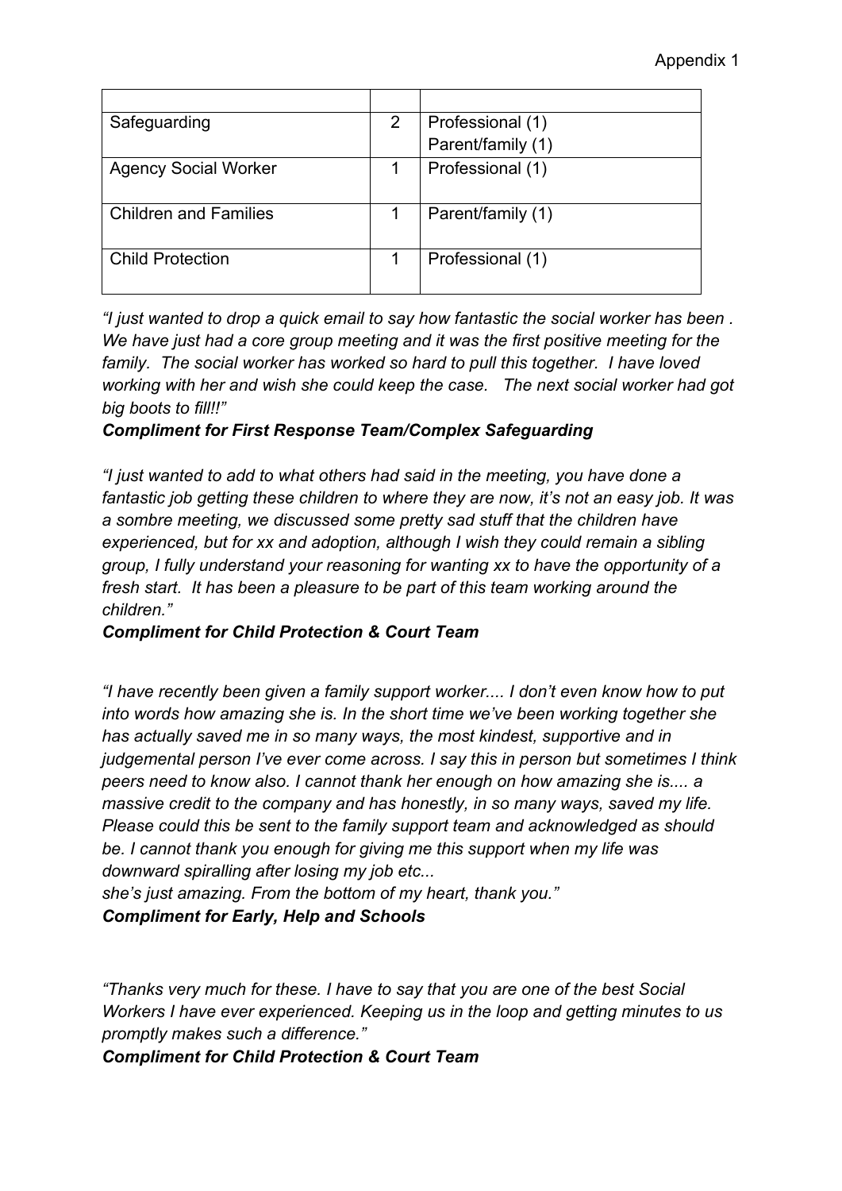Appendix 1

| | | |
|---|---|---|
| Safeguarding | 2 | Professional (1)<br>Parent/family (1) |
| Agency Social Worker | 1 | Professional (1) |
| Children and Families | 1 | Parent/family (1) |
| Child Protection | 1 | Professional (1) |

*"I just wanted to drop a quick email to say how fantastic the social worker has been . We have just had a core group meeting and it was the first positive meeting for the family. The social worker has worked so hard to pull this together. I have loved working with her and wish she could keep the case. The next social worker had got big boots to fill!!"*

***Compliment for First Response Team/Complex Safeguarding***

*"I just wanted to add to what others had said in the meeting, you have done a fantastic job getting these children to where they are now, it's not an easy job. It was a sombre meeting, we discussed some pretty sad stuff that the children have experienced, but for xx and adoption, although I wish they could remain a sibling group, I fully understand your reasoning for wanting xx to have the opportunity of a fresh start. It has been a pleasure to be part of this team working around the children."*

***Compliment for Child Protection & Court Team***

*"I have recently been given a family support worker.... I don't even know how to put into words how amazing she is. In the short time we've been working together she has actually saved me in so many ways, the most kindest, supportive and in judgemental person I've ever come across. I say this in person but sometimes I think peers need to know also. I cannot thank her enough on how amazing she is.... a massive credit to the company and has honestly, in so many ways, saved my life. Please could this be sent to the family support team and acknowledged as should be. I cannot thank you enough for giving me this support when my life was downward spiralling after losing my job etc...*
*she's just amazing. From the bottom of my heart, thank you."*

***Compliment for Early, Help and Schools***

*"Thanks very much for these. I have to say that you are one of the best Social Workers I have ever experienced. Keeping us in the loop and getting minutes to us promptly makes such a difference."*

***Compliment for Child Protection & Court Team***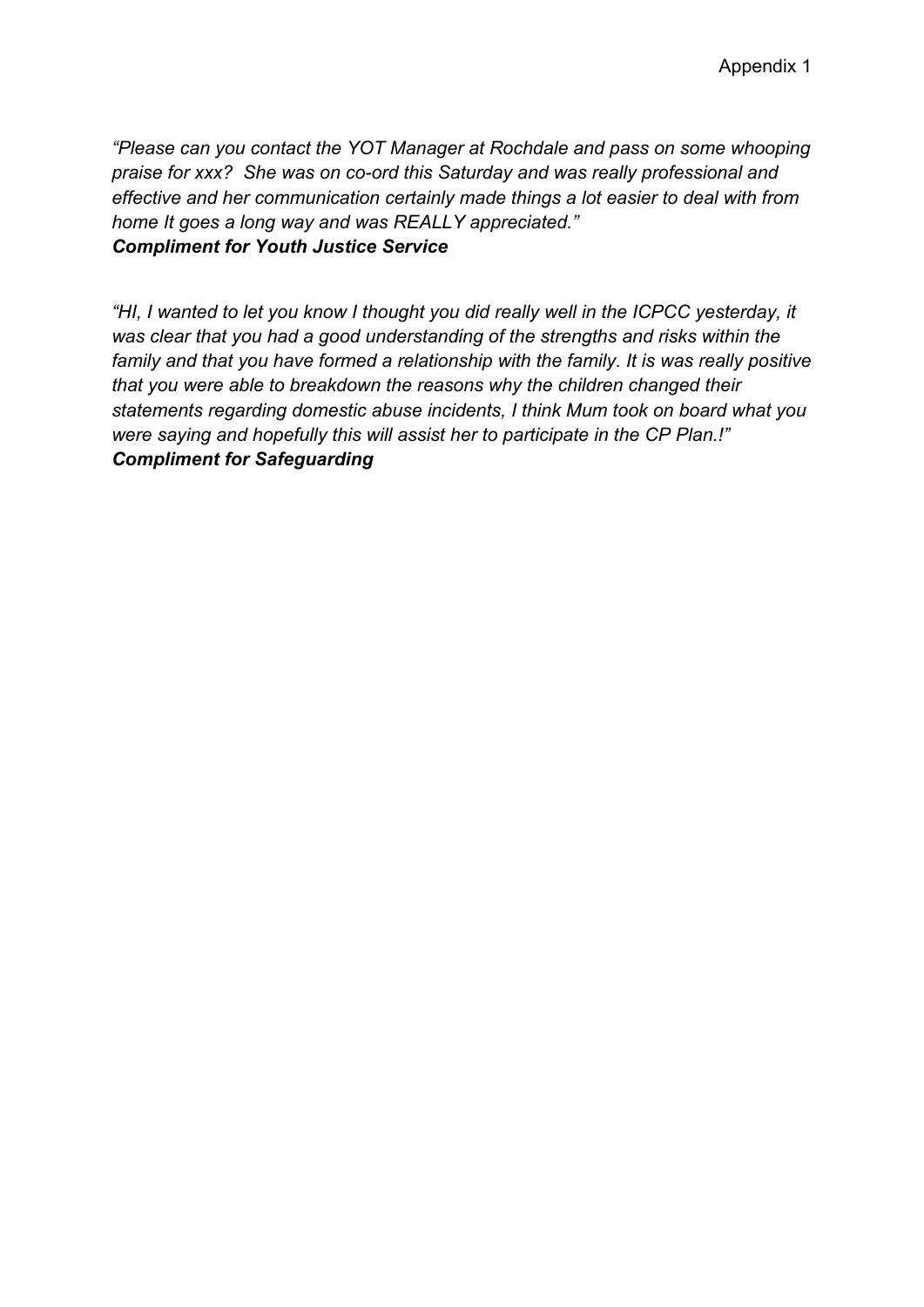Appendix 1

*"Please can you contact the YOT Manager at Rochdale and pass on some whooping praise for xxx? She was on co-ord this Saturday and was really professional and effective and her communication certainly made things a lot easier to deal with from home It goes a long way and was REALLY appreciated."*
***Compliment for Youth Justice Service***

*"HI, I wanted to let you know I thought you did really well in the ICPCC yesterday, it was clear that you had a good understanding of the strengths and risks within the family and that you have formed a relationship with the family. It is was really positive that you were able to breakdown the reasons why the children changed their statements regarding domestic abuse incidents, I think Mum took on board what you were saying and hopefully this will assist her to participate in the CP Plan.!"*
***Compliment for Safeguarding***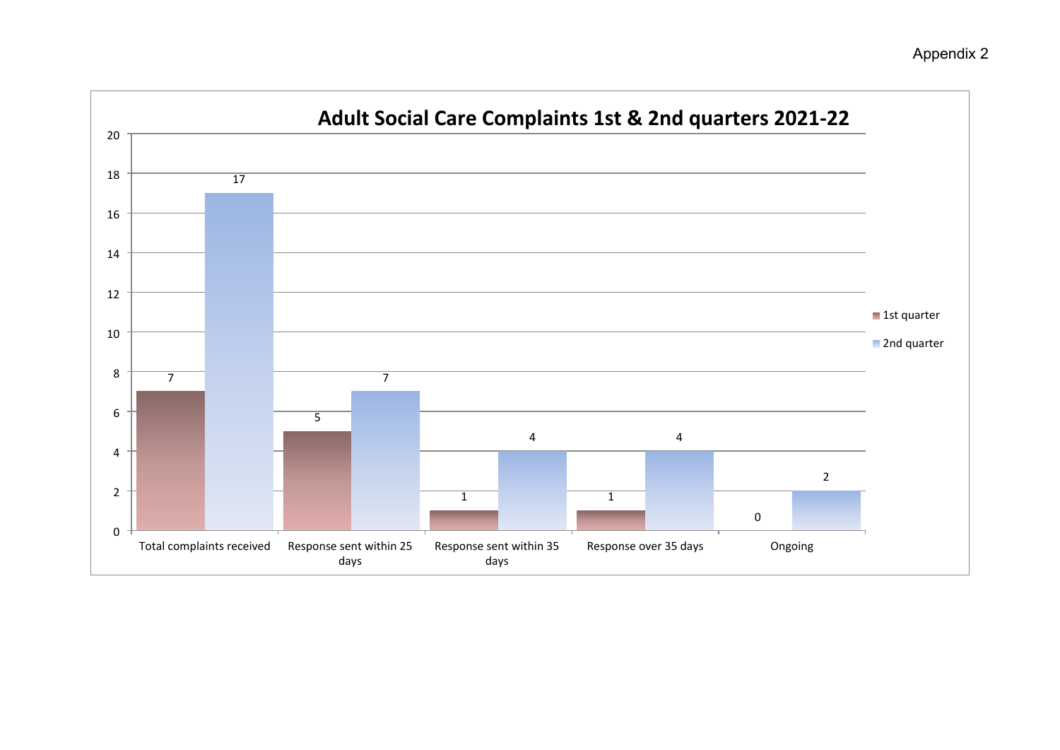Appendix 2

## Adult Social Care Complaints 1st & 2nd quarters 2021-22

| | 1st quarter | 2nd quarter |
|---|---|---|
| Total complaints received | 7 | 17 |
| Response sent within 25 days | 5 | 7 |
| Response sent within 35 days | 1 | 4 |
| Response over 35 days | 1 | 4 |
| Ongoing | 0 | 2 |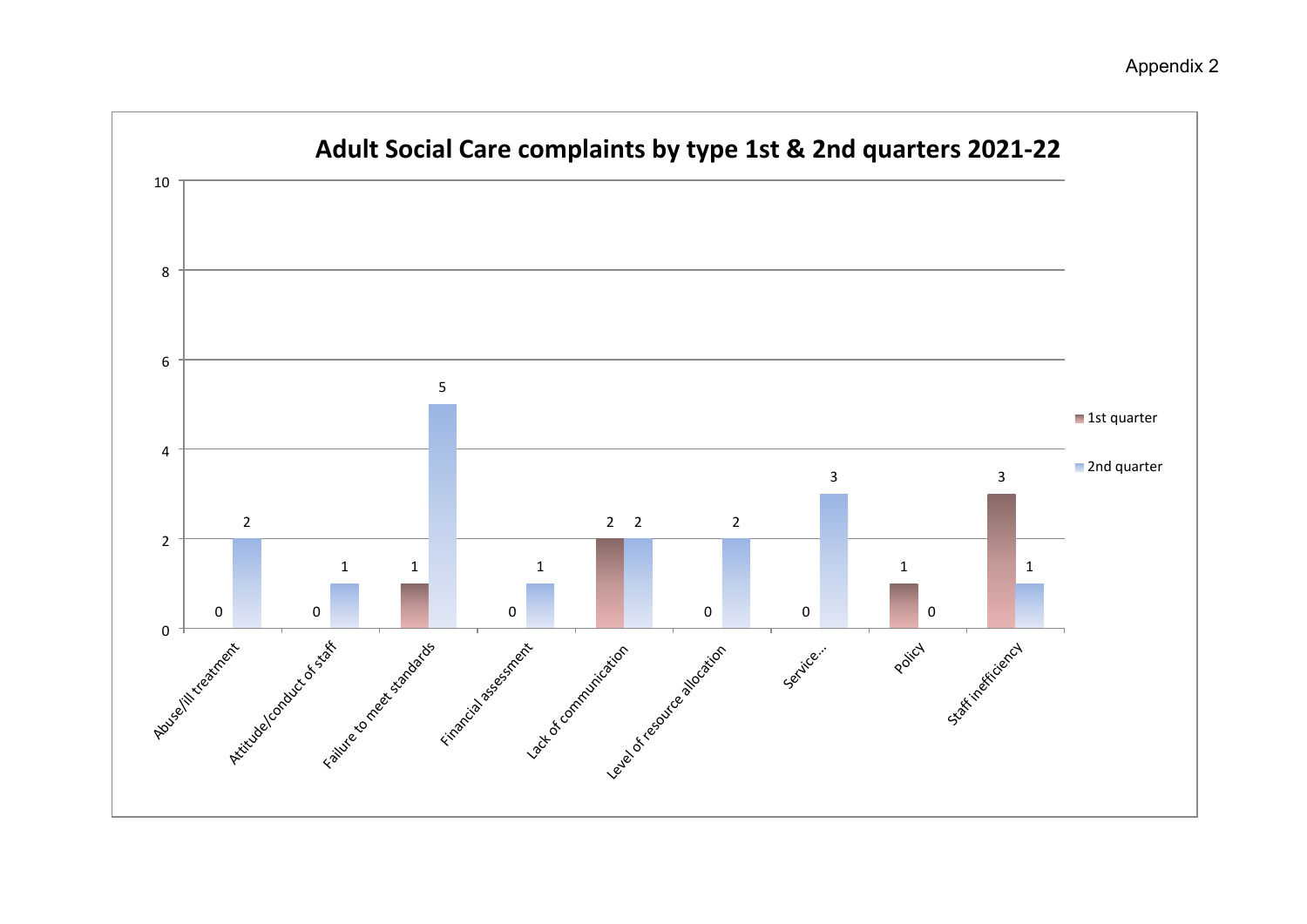Appendix 2

## Adult Social Care complaints by type 1st & 2nd quarters 2021-22

| Complaint type | 1st quarter | 2nd quarter |
| --- | --- | --- |
| Abuse/ill treatment | 0 | 2 |
| Attitude/conduct of staff | 0 | 1 |
| Failure to meet standards | 1 | 5 |
| Financial assessment | 0 | 1 |
| Lack of communication | 2 | 2 |
| Level of resource allocation | 0 | 2 |
| Service... | 0 | 3 |
| Policy | 1 | 0 |
| Staff inefficiency | 3 | 1 |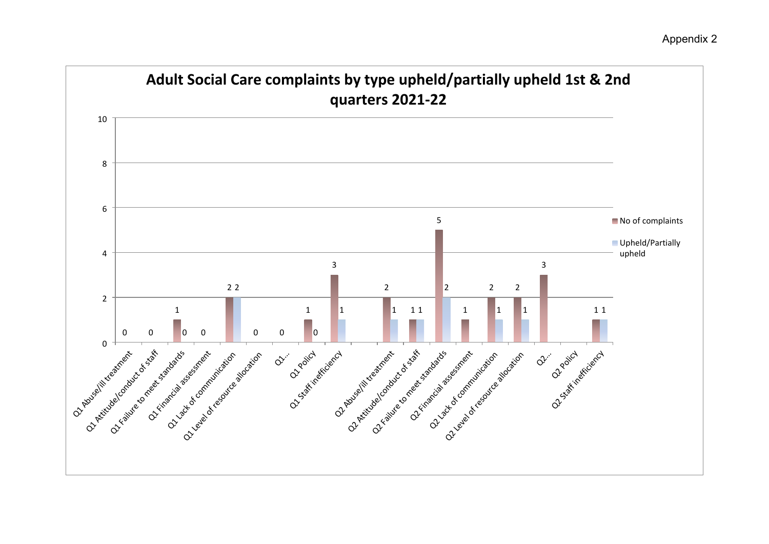Appendix 2

## Adult Social Care complaints by type upheld/partially upheld 1st & 2nd quarters 2021-22

| Category | No of complaints | Upheld/Partially upheld |
|---|---|---|
| Q1 Abuse/ill treatment | 0 | |
| Q1 Attitude/conduct of staff | 0 | |
| Q1 Failure to meet standards | 1 | 0 |
| Q1 Financial assessment | 0 | |
| Q1 Lack of communication | 2 | 2 |
| Q1 Level of resource allocation | 0 | |
| Q1... | 0 | |
| Q1 Policy | 1 | 0 |
| Q1 Staff inefficiency | 3 | 1 |
| Q2 Abuse/ill treatment | 2 | 1 |
| Q2 Attitude/conduct of staff | 1 | 1 |
| Q2 Failure to meet standards | 5 | 2 |
| Q2 Financial assessment | 1 | |
| Q2 Lack of communication | 2 | 1 |
| Q2 Level of resource allocation | 2 | 1 |
| Q2... | 3 | |
| Q2 Policy | | |
| Q2 Staff inefficiency | 1 | 1 |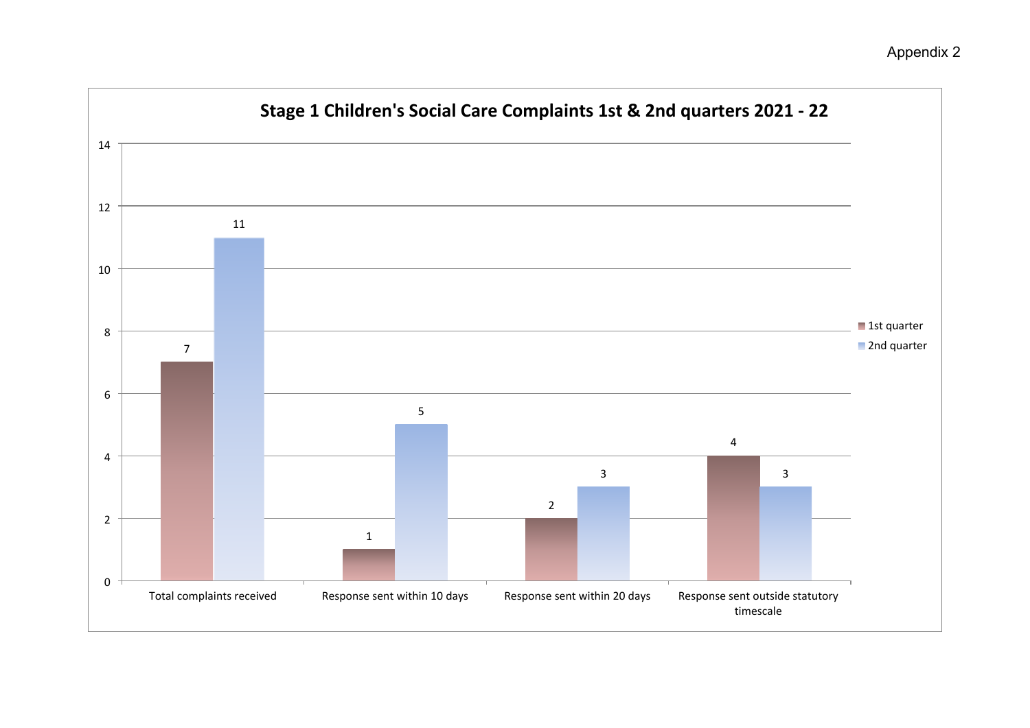Appendix 2

## Stage 1 Children's Social Care Complaints 1st & 2nd quarters 2021 - 22

| | 1st quarter | 2nd quarter |
|---|---|---|
| Total complaints received | 7 | 11 |
| Response sent within 10 days | 1 | 5 |
| Response sent within 20 days | 2 | 3 |
| Response sent outside statutory timescale | 4 | 3 |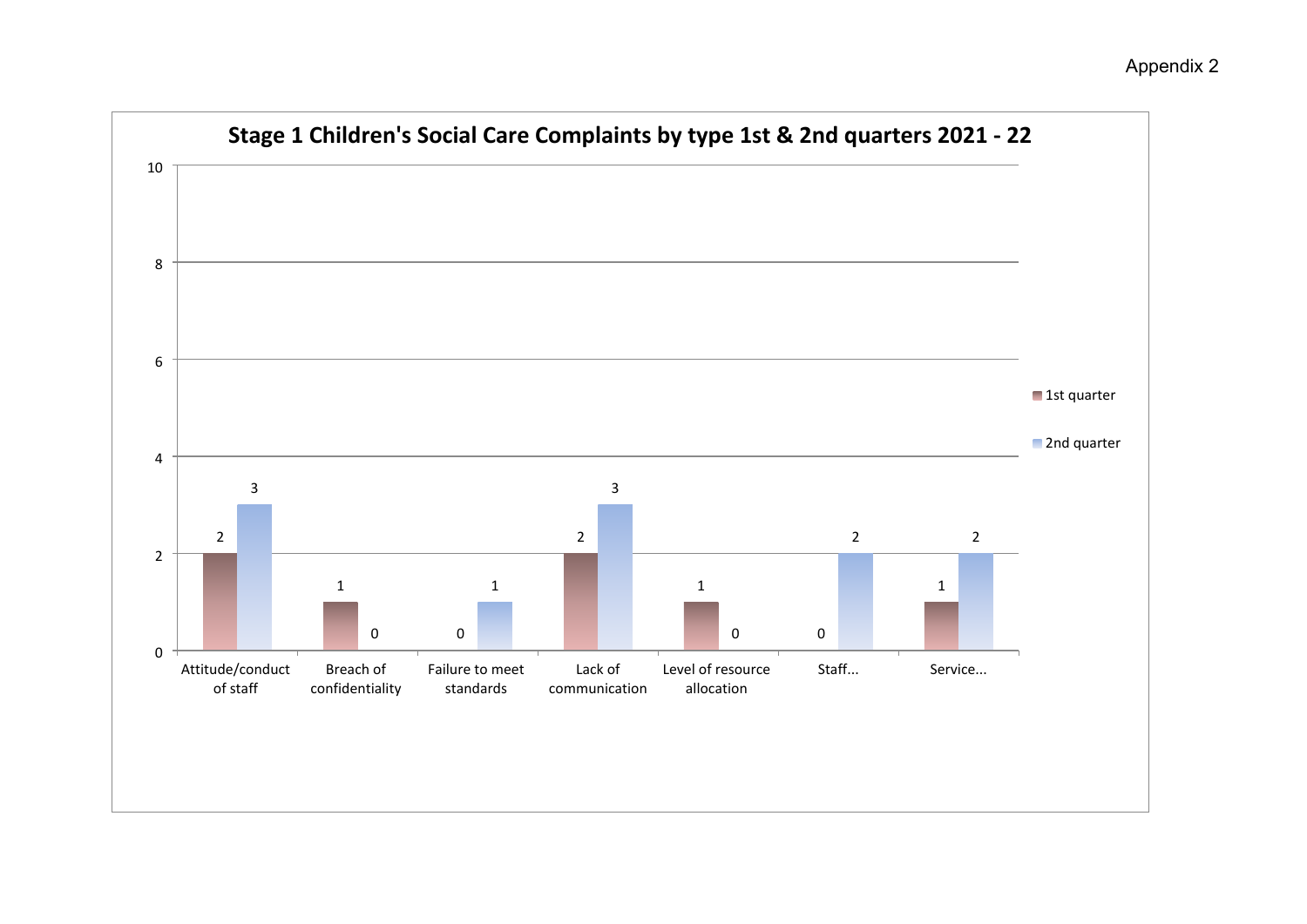Appendix 2

## Stage 1 Children's Social Care Complaints by type 1st & 2nd quarters 2021 - 22

| Type | 1st quarter | 2nd quarter |
|---|---|---|
| Attitude/conduct of staff | 2 | 3 |
| Breach of confidentiality | 1 | 0 |
| Failure to meet standards | 0 | 1 |
| Lack of communication | 2 | 3 |
| Level of resource allocation | 1 | 0 |
| Staff... | 0 | 2 |
| Service... | 1 | 2 |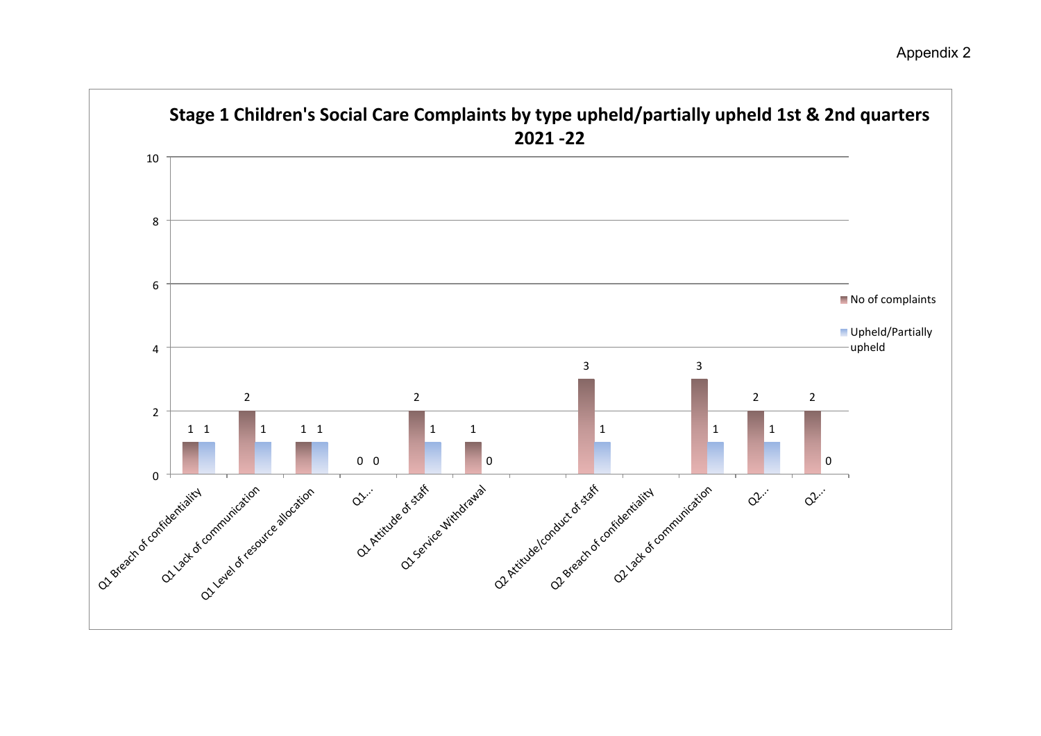Appendix 2

**Stage 1 Children's Social Care Complaints by type upheld/partially upheld 1st & 2nd quarters 2021 -22**

10
8
6
4
2
0

No of complaints
Upheld/Partially upheld

1 1
2 1
1 1
0 0
2 1
1 0
3 1
3 1
2 1
2 0

Q1 Breach of confidentiality
Q1 Lack of communication
Q1 Level of resource allocation
Q1...
Q1 Attitude of staff
Q1 Service Withdrawal
Q2 Attitude/conduct of staff
Q2 Breach of confidentiality
Q2 Lack of communication
Q2...
Q2...